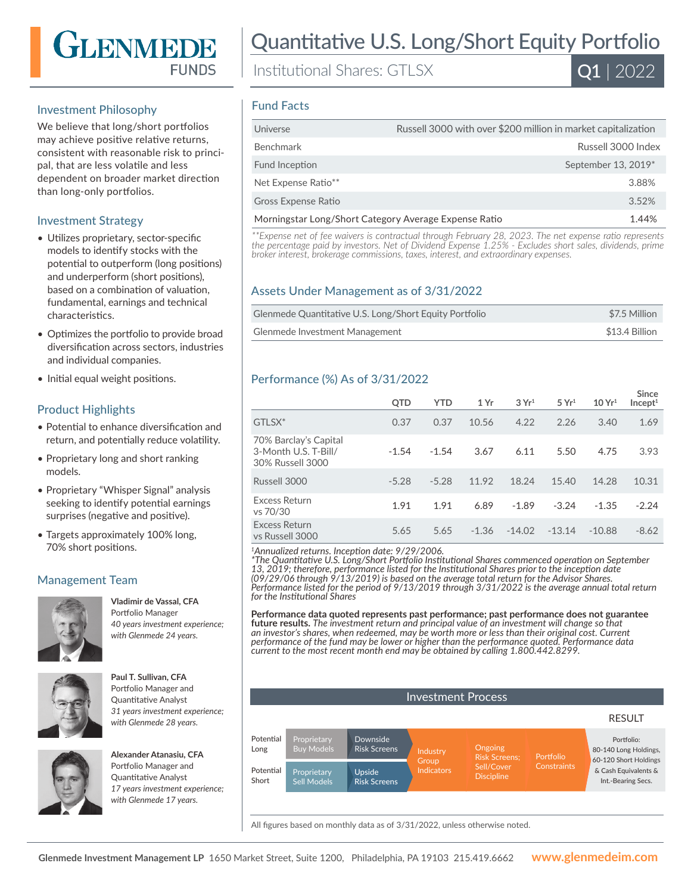# GLENMEDE FUNDS

# Quantitative U.S. Long/Short Equity Portfolio

Institutional Shares: GTLSX

**Q1 | 2022**

## Investment Philosophy

We believe that long/short portfolios may achieve positive relative returns, consistent with reasonable risk to principal, that are less volatile and less dependent on broader market direction than long-only portfolios.

## Investment Strategy

- Utilizes proprietary, sector-specific models to identify stocks with the potential to outperform (long positions) and underperform (short positions), based on a combination of valuation, fundamental, earnings and technical characteristics.
- Optimizes the portfolio to provide broad diversification across sectors, industries and individual companies.
- Initial equal weight positions.

## Product Highlights

- Potential to enhance diversification and return, and potentially reduce volatility.
- Proprietary long and short ranking models.
- Proprietary "Whisper Signal" analysis seeking to identify potential earnings surprises (negative and positive).
- Targets approximately 100% long, 70% short positions.

## Management Team

**Vladimir de Vassal, CFA**
Portfolio Manager
*40 years investment experience; with Glenmede 24 years.*

**Paul T. Sullivan, CFA**
Portfolio Manager and Quantitative Analyst
*31 years investment experience; with Glenmede 28 years.*

**Alexander Atanasiu, CFA**
Portfolio Manager and Quantitative Analyst
*17 years investment experience; with Glenmede 17 years.*

## Fund Facts

| | |
|---|---|
| Universe | Russell 3000 with over $200 million in market capitalization |
| Benchmark | Russell 3000 Index |
| Fund Inception | September 13, 2019* |
| Net Expense Ratio** | 3.88% |
| Gross Expense Ratio | 3.52% |
| Morningstar Long/Short Category Average Expense Ratio | 1.44% |

*\*\*Expense net of fee waivers is contractual through February 28, 2023. The net expense ratio represents the percentage paid by investors. Net of Dividend Expense 1.25% - Excludes short sales, dividends, prime broker interest, brokerage commissions, taxes, interest, and extraordinary expenses.*

## Assets Under Management as of 3/31/2022

| | |
|---|---|
| Glenmede Quantitative U.S. Long/Short Equity Portfolio | $7.5 Million |
| Glenmede Investment Management | $13.4 Billion |

## Performance (%) As of 3/31/2022

| | QTD | YTD | 1 Yr | 3 Yr[1] | 5 Yr[1] | 10 Yr[1] | Since Incept[1] |
|---|---|---|---|---|---|---|---|
| GTLSX* | 0.37 | 0.37 | 10.56 | 4.22 | 2.26 | 3.40 | 1.69 |
| 70% Barclay's Capital 3-Month U.S. T-Bill/ 30% Russell 3000 | -1.54 | -1.54 | 3.67 | 6.11 | 5.50 | 4.75 | 3.93 |
| Russell 3000 | -5.28 | -5.28 | 11.92 | 18.24 | 15.40 | 14.28 | 10.31 |
| Excess Return vs 70/30 | 1.91 | 1.91 | 6.89 | -1.89 | -3.24 | -1.35 | -2.24 |
| Excess Return vs Russell 3000 | 5.65 | 5.65 | -1.36 | -14.02 | -13.14 | -10.88 | -8.62 |

*[1]Annualized returns. Inception date: 9/29/2006.*
*\*The Quantitative U.S. Long/Short Portfolio Institutional Shares commenced operation on September 13, 2019; therefore, performance listed for the Institutional Shares prior to the inception date (09/29/06 through 9/13/2019) is based on the average total return for the Advisor Shares. Performance listed for the period of 9/13/2019 through 3/31/2022 is the average annual total return for the Institutional Shares*

**Performance data quoted represents past performance; past performance does not guarantee future results.** *The investment return and principal value of an investment will change so that an investor's shares, when redeemed, may be worth more or less than their original cost. Current performance of the fund may be lower or higher than the performance quoted. Performance data current to the most recent month end may be obtained by calling 1.800.442.8299.*

## Investment Process

| | | | | | | RESULT |
|---|---|---|---|---|---|---|
| Potential Long | Proprietary Buy Models | Downside Risk Screens | Industry Group Indicators | Ongoing Risk Screens; Sell/Cover Discipline | Portfolio Constraints | Portfolio: 80-140 Long Holdings, 60-120 Short Holdings & Cash Equivalents & Int.-Bearing Secs. |
| Potential Short | Proprietary Sell Models | Upside Risk Screens | | | | |

All figures based on monthly data as of 3/31/2022, unless otherwise noted.

**Glenmede Investment Management LP** 1650 Market Street, Suite 1200, Philadelphia, PA 19103 215.419.6662 **www.glenmedeim.com**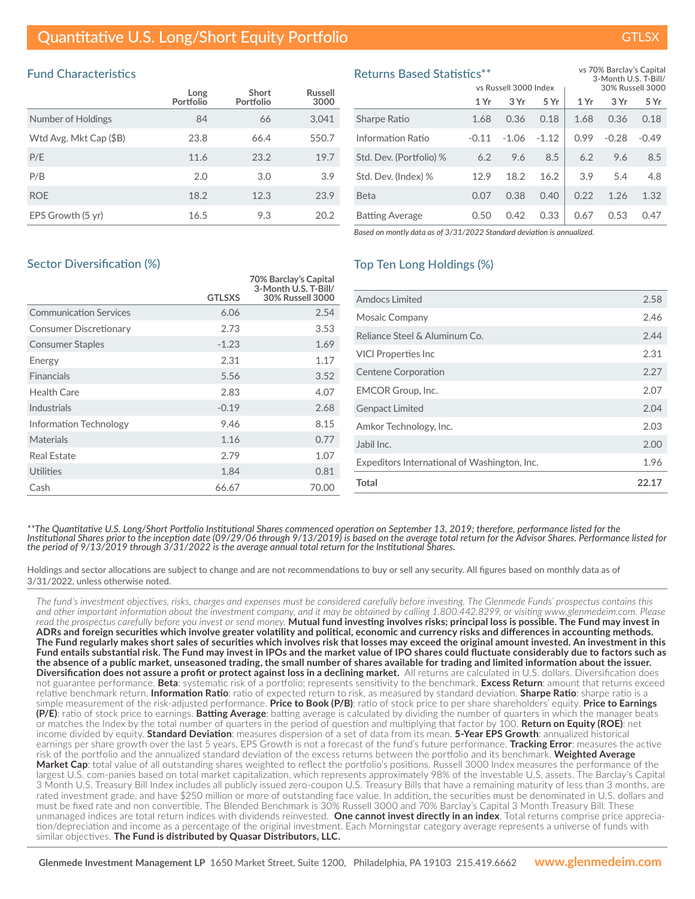# Quantitative U.S. Long/Short Equity Portfolio

GTLSX

## Fund Characteristics

| | Long Portfolio | Short Portfolio | Russell 3000 |
|---|---|---|---|
| Number of Holdings | 84 | 66 | 3,041 |
| Wtd Avg. Mkt Cap ($B) | 23.8 | 66.4 | 550.7 |
| P/E | 11.6 | 23.2 | 19.7 |
| P/B | 2.0 | 3.0 | 3.9 |
| ROE | 18.2 | 12.3 | 23.9 |
| EPS Growth (5 yr) | 16.5 | 9.3 | 20.2 |

## Returns Based Statistics**

| | vs Russell 3000 Index | | | vs 70% Barclay's Capital 3-Month U.S. T-Bill/ 30% Russell 3000 | | |
|---|---|---|---|---|---|---|
| | 1 Yr | 3 Yr | 5 Yr | 1 Yr | 3 Yr | 5 Yr |
| Sharpe Ratio | 1.68 | 0.36 | 0.18 | 1.68 | 0.36 | 0.18 |
| Information Ratio | -0.11 | -1.06 | -1.12 | 0.99 | -0.28 | -0.49 |
| Std. Dev. (Portfolio) % | 6.2 | 9.6 | 8.5 | 6.2 | 9.6 | 8.5 |
| Std. Dev. (Index) % | 12.9 | 18.2 | 16.2 | 3.9 | 5.4 | 4.8 |
| Beta | 0.07 | 0.38 | 0.40 | 0.22 | 1.26 | 1.32 |
| Batting Average | 0.50 | 0.42 | 0.33 | 0.67 | 0.53 | 0.47 |

*Based on montly data as of 3/31/2022 Standard deviation is annualized.*

## Sector Diversification (%)

| | GTLSXS | 70% Barclay's Capital 3-Month U.S. T-Bill/ 30% Russell 3000 |
|---|---|---|
| Communication Services | 6.06 | 2.54 |
| Consumer Discretionary | 2.73 | 3.53 |
| Consumer Staples | -1.23 | 1.69 |
| Energy | 2.31 | 1.17 |
| Financials | 5.56 | 3.52 |
| Health Care | 2.83 | 4.07 |
| Industrials | -0.19 | 2.68 |
| Information Technology | 9.46 | 8.15 |
| Materials | 1.16 | 0.77 |
| Real Estate | 2.79 | 1.07 |
| Utilities | 1.84 | 0.81 |
| Cash | 66.67 | 70.00 |

## Top Ten Long Holdings (%)

| | |
|---|---|
| Amdocs Limited | 2.58 |
| Mosaic Company | 2.46 |
| Reliance Steel & Aluminum Co. | 2.44 |
| VICI Properties Inc | 2.31 |
| Centene Corporation | 2.27 |
| EMCOR Group, Inc. | 2.07 |
| Genpact Limited | 2.04 |
| Amkor Technology, Inc. | 2.03 |
| Jabil Inc. | 2.00 |
| Expeditors International of Washington, Inc. | 1.96 |
| **Total** | **22.17** |

*\*\*The Quantitative U.S. Long/Short Portfolio Institutional Shares commenced operation on September 13, 2019; therefore, performance listed for the Institutional Shares prior to the inception date (09/29/06 through 9/13/2019) is based on the average total return for the Advisor Shares. Performance listed for the period of 9/13/2019 through 3/31/2022 is the average annual total return for the Institutional Shares.*

Holdings and sector allocations are subject to change and are not recommendations to buy or sell any security. All figures based on monthly data as of 3/31/2022, unless otherwise noted.

*The fund's investment objectives, risks, charges and expenses must be considered carefully before investing. The Glenmede Funds' prospectus contains this and other important information about the investment company, and it may be obtained by calling 1.800.442.8299, or visiting www.glenmedeim.com. Please read the prospectus carefully before you invest or send money.* **Mutual fund investing involves risks; principal loss is possible. The Fund may invest in ADRs and foreign securities which involve greater volatility and political, economic and currency risks and differences in accounting methods. The Fund regularly makes short sales of securities which involves risk that losses may exceed the original amount invested. An investment in this Fund entails substantial risk. The Fund may invest in IPOs and the market value of IPO shares could fluctuate considerably due to factors such as the absence of a public market, unseasoned trading, the small number of shares available for trading and limited information about the issuer. Diversification does not assure a profit or protect against loss in a declining market.** All returns are calculated in U.S. dollars. Diversification does not guarantee performance. **Beta**: systematic risk of a portfolio; represents sensitivity to the benchmark. **Excess Return**: amount that returns exceed relative benchmark return. **Information Ratio**: ratio of expected return to risk, as measured by standard deviation. **Sharpe Ratio**: sharpe ratio is a simple measurement of the risk-adjusted performance. **Price to Book (P/B)**: ratio of stock price to per share shareholders' equity. **Price to Earnings (P/E)**: ratio of stock price to earnings. **Batting Average**: batting average is calculated by dividing the number of quarters in which the manager beats or matches the Index by the total number of quarters in the period of question and multiplying that factor by 100. **Return on Equity (ROE)**: net income divided by equity. **Standard Deviation**: measures dispersion of a set of data from its mean. **5-Year EPS Growth**: annualized historical earnings per share growth over the last 5 years. EPS Growth is not a forecast of the fund's future performance. **Tracking Error**: measures the active risk of the portfolio and the annualized standard deviation of the excess returns between the portfolio and its benchmark. **Weighted Average Market Cap**: total value of all outstanding shares weighted to reflect the portfolio's positions. Russell 3000 Index measures the performance of the largest U.S. com-panies based on total market capitalization, which represents approximately 98% of the investable U.S. assets. The Barclay's Capital 3 Month U.S. Treasury Bill Index includes all publicly issued zero-coupon U.S. Treasury Bills that have a remaining maturity of less than 3 months, are rated investment grade, and have $250 million or more of outstanding face value. In addition, the securities must be denominated in U.S. dollars and must be fixed rate and non convertible. The Blended Benchmark is 30% Russell 3000 and 70% Barclay's Capital 3 Month Treasury Bill. These unmanaged indices are total return indices with dividends reinvested. **One cannot invest directly in an index**. Total returns comprise price apprecia-tion/depreciation and income as a percentage of the original investment. Each Morningstar category average represents a universe of funds with similar objectives. **The Fund is distributed by Quasar Distributors, LLC.**

**Glenmede Investment Management LP** 1650 Market Street, Suite 1200, Philadelphia, PA 19103 215.419.6662 **www.glenmedeim.com**